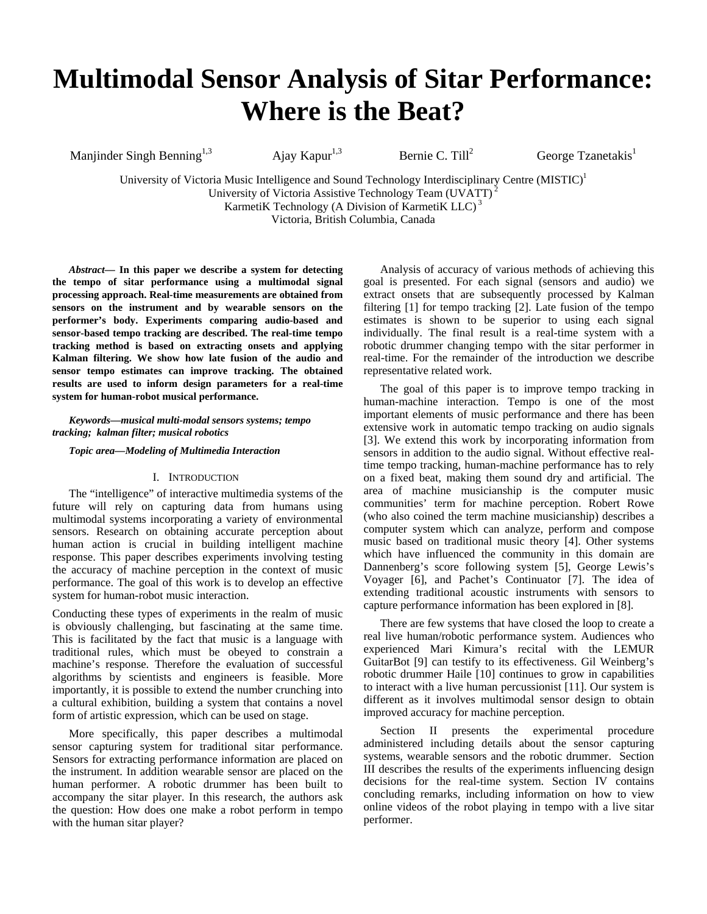# Multimodal Sensor Analysis of Sitar Performance: Where is the Beat?

Manjinder Singh Benning[1,3] Ajay Kapur[1,3] Bernie C. Till[2] George Tzanetakis[1]

University of Victoria Music Intelligence and Sound Technology Interdisciplinary Centre (MISTIC)[1]
University of Victoria Assistive Technology Team (UVATT)[2]
KarmetiK Technology (A Division of KarmetiK LLC)[3]
Victoria, British Columbia, Canada

***Abstract*— In this paper we describe a system for detecting the tempo of sitar performance using a multimodal signal processing approach. Real-time measurements are obtained from sensors on the instrument and by wearable sensors on the performer's body. Experiments comparing audio-based and sensor-based tempo tracking are described. The real-time tempo tracking method is based on extracting onsets and applying Kalman filtering. We show how late fusion of the audio and sensor tempo estimates can improve tracking. The obtained results are used to inform design parameters for a real-time system for human-robot musical performance.**

***Keywords—musical multi-modal sensors systems; tempo tracking; kalman filter; musical robotics***

***Topic area—Modeling of Multimedia Interaction***

## I. Introduction

The "intelligence" of interactive multimedia systems of the future will rely on capturing data from humans using multimodal systems incorporating a variety of environmental sensors. Research on obtaining accurate perception about human action is crucial in building intelligent machine response. This paper describes experiments involving testing the accuracy of machine perception in the context of music performance. The goal of this work is to develop an effective system for human-robot music interaction.

Conducting these types of experiments in the realm of music is obviously challenging, but fascinating at the same time. This is facilitated by the fact that music is a language with traditional rules, which must be obeyed to constrain a machine's response. Therefore the evaluation of successful algorithms by scientists and engineers is feasible. More importantly, it is possible to extend the number crunching into a cultural exhibition, building a system that contains a novel form of artistic expression, which can be used on stage.

More specifically, this paper describes a multimodal sensor capturing system for traditional sitar performance. Sensors for extracting performance information are placed on the instrument. In addition wearable sensor are placed on the human performer. A robotic drummer has been built to accompany the sitar player. In this research, the authors ask the question: How does one make a robot perform in tempo with the human sitar player?

Analysis of accuracy of various methods of achieving this goal is presented. For each signal (sensors and audio) we extract onsets that are subsequently processed by Kalman filtering [1] for tempo tracking [2]. Late fusion of the tempo estimates is shown to be superior to using each signal individually. The final result is a real-time system with a robotic drummer changing tempo with the sitar performer in real-time. For the remainder of the introduction we describe representative related work.

The goal of this paper is to improve tempo tracking in human-machine interaction. Tempo is one of the most important elements of music performance and there has been extensive work in automatic tempo tracking on audio signals [3]. We extend this work by incorporating information from sensors in addition to the audio signal. Without effective real-time tempo tracking, human-machine performance has to rely on a fixed beat, making them sound dry and artificial. The area of machine musicianship is the computer music communities' term for machine perception. Robert Rowe (who also coined the term machine musicianship) describes a computer system which can analyze, perform and compose music based on traditional music theory [4]. Other systems which have influenced the community in this domain are Dannenberg's score following system [5], George Lewis's Voyager [6], and Pachet's Continuator [7]. The idea of extending traditional acoustic instruments with sensors to capture performance information has been explored in [8].

There are few systems that have closed the loop to create a real live human/robotic performance system. Audiences who experienced Mari Kimura's recital with the LEMUR GuitarBot [9] can testify to its effectiveness. Gil Weinberg's robotic drummer Haile [10] continues to grow in capabilities to interact with a live human percussionist [11]. Our system is different as it involves multimodal sensor design to obtain improved accuracy for machine perception.

Section II presents the experimental procedure administered including details about the sensor capturing systems, wearable sensors and the robotic drummer. Section III describes the results of the experiments influencing design decisions for the real-time system. Section IV contains concluding remarks, including information on how to view online videos of the robot playing in tempo with a live sitar performer.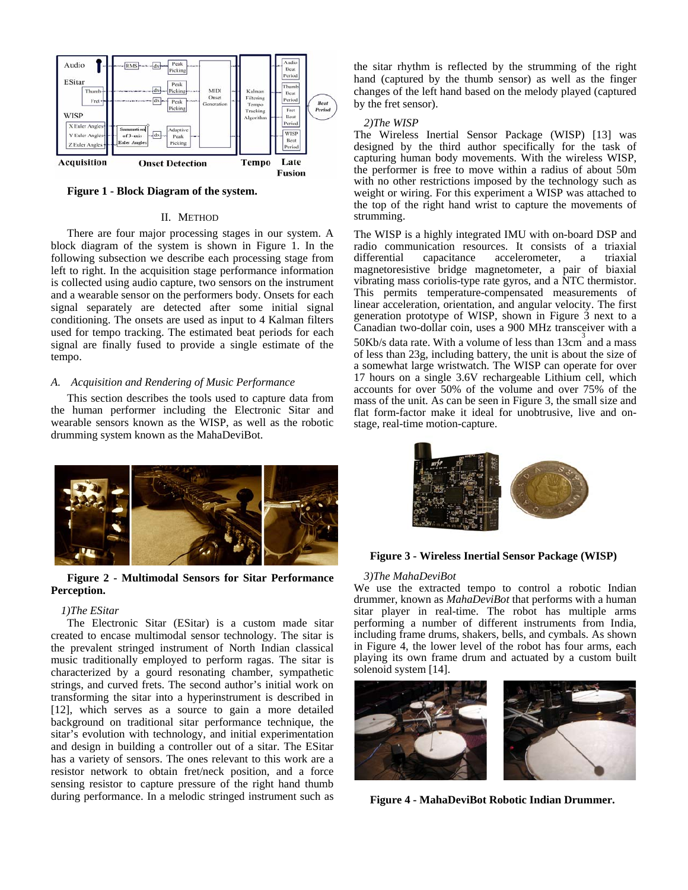**Figure 1 - Block Diagram of the system.**

## II. METHOD

There are four major processing stages in our system. A block diagram of the system is shown in Figure 1. In the following subsection we describe each processing stage from left to right. In the acquisition stage performance information is collected using audio capture, two sensors on the instrument and a wearable sensor on the performers body. Onsets for each signal separately are detected after some initial signal conditioning. The onsets are used as input to 4 Kalman filters used for tempo tracking. The estimated beat periods for each signal are finally fused to provide a single estimate of the tempo.

### *A. Acquisition and Rendering of Music Performance*

This section describes the tools used to capture data from the human performer including the Electronic Sitar and wearable sensors known as the WISP, as well as the robotic drumming system known as the MahaDeviBot.

**Figure 2 - Multimodal Sensors for Sitar Performance Perception.**

#### *1)The ESitar*

The Electronic Sitar (ESitar) is a custom made sitar created to encase multimodal sensor technology. The sitar is the prevalent stringed instrument of North Indian classical music traditionally employed to perform ragas. The sitar is characterized by a gourd resonating chamber, sympathetic strings, and curved frets. The second author's initial work on transforming the sitar into a hyperinstrument is described in [12], which serves as a source to gain a more detailed background on traditional sitar performance technique, the sitar's evolution with technology, and initial experimentation and design in building a controller out of a sitar. The ESitar has a variety of sensors. The ones relevant to this work are a resistor network to obtain fret/neck position, and a force sensing resistor to capture pressure of the right hand thumb during performance. In a melodic stringed instrument such as the sitar rhythm is reflected by the strumming of the right hand (captured by the thumb sensor) as well as the finger changes of the left hand based on the melody played (captured by the fret sensor).

#### *2)The WISP*

The Wireless Inertial Sensor Package (WISP) [13] was designed by the third author specifically for the task of capturing human body movements. With the wireless WISP, the performer is free to move within a radius of about 50m with no other restrictions imposed by the technology such as weight or wiring. For this experiment a WISP was attached to the top of the right hand wrist to capture the movements of strumming.

The WISP is a highly integrated IMU with on-board DSP and radio communication resources. It consists of a triaxial differential capacitance accelerometer, a triaxial magnetoresistive bridge magnetometer, a pair of biaxial vibrating mass coriolis-type rate gyros, and a NTC thermistor. This permits temperature-compensated measurements of linear acceleration, orientation, and angular velocity. The first generation prototype of WISP, shown in Figure 3 next to a Canadian two-dollar coin, uses a 900 MHz transceiver with a 50Kb/s data rate. With a volume of less than 13cm$^3$ and a mass of less than 23g, including battery, the unit is about the size of a somewhat large wristwatch. The WISP can operate for over 17 hours on a single 3.6V rechargeable Lithium cell, which accounts for over 50% of the volume and over 75% of the mass of the unit. As can be seen in Figure 3, the small size and flat form-factor make it ideal for unobtrusive, live and on-stage, real-time motion-capture.

**Figure 3 - Wireless Inertial Sensor Package (WISP)**

#### *3)The MahaDeviBot*

We use the extracted tempo to control a robotic Indian drummer, known as *MahaDeviBot* that performs with a human sitar player in real-time. The robot has multiple arms performing a number of different instruments from India, including frame drums, shakers, bells, and cymbals. As shown in Figure 4, the lower level of the robot has four arms, each playing its own frame drum and actuated by a custom built solenoid system [14].

**Figure 4 - MahaDeviBot Robotic Indian Drummer.**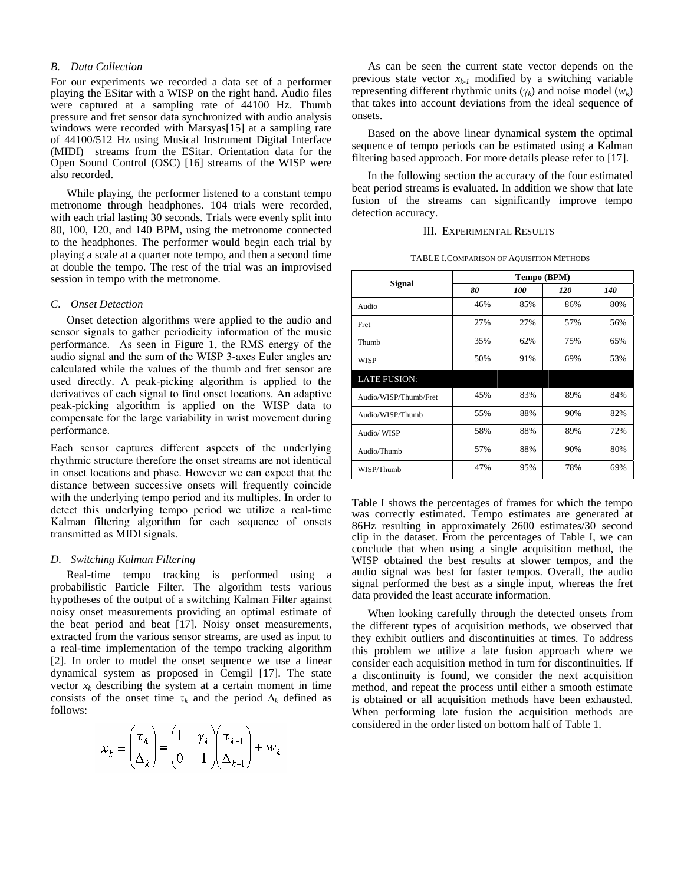### B. Data Collection

For our experiments we recorded a data set of a performer playing the ESitar with a WISP on the right hand. Audio files were captured at a sampling rate of 44100 Hz. Thumb pressure and fret sensor data synchronized with audio analysis windows were recorded with Marsyas[15] at a sampling rate of 44100/512 Hz using Musical Instrument Digital Interface (MIDI) streams from the ESitar. Orientation data for the Open Sound Control (OSC) [16] streams of the WISP were also recorded.

While playing, the performer listened to a constant tempo metronome through headphones. 104 trials were recorded, with each trial lasting 30 seconds. Trials were evenly split into 80, 100, 120, and 140 BPM, using the metronome connected to the headphones. The performer would begin each trial by playing a scale at a quarter note tempo, and then a second time at double the tempo. The rest of the trial was an improvised session in tempo with the metronome.

### C. Onset Detection

Onset detection algorithms were applied to the audio and sensor signals to gather periodicity information of the music performance. As seen in Figure 1, the RMS energy of the audio signal and the sum of the WISP 3-axes Euler angles are calculated while the values of the thumb and fret sensor are used directly. A peak-picking algorithm is applied to the derivatives of each signal to find onset locations. An adaptive peak-picking algorithm is applied on the WISP data to compensate for the large variability in wrist movement during performance.

Each sensor captures different aspects of the underlying rhythmic structure therefore the onset streams are not identical in onset locations and phase. However we can expect that the distance between successive onsets will frequently coincide with the underlying tempo period and its multiples. In order to detect this underlying tempo period we utilize a real-time Kalman filtering algorithm for each sequence of onsets transmitted as MIDI signals.

### D. Switching Kalman Filtering

Real-time tempo tracking is performed using a probabilistic Particle Filter. The algorithm tests various hypotheses of the output of a switching Kalman Filter against noisy onset measurements providing an optimal estimate of the beat period and beat [17]. Noisy onset measurements, extracted from the various sensor streams, are used as input to a real-time implementation of the tempo tracking algorithm [2]. In order to model the onset sequence we use a linear dynamical system as proposed in Cemgil [17]. The state vector $x_k$ describing the system at a certain moment in time consists of the onset time $\tau_k$ and the period $\Delta_k$ defined as follows:

$$x_k = \begin{pmatrix} \tau_k \\ \Delta_k \end{pmatrix} = \begin{pmatrix} 1 & \gamma_k \\ 0 & 1 \end{pmatrix} \begin{pmatrix} \tau_{k-1} \\ \Delta_{k-1} \end{pmatrix} + w_k$$

As can be seen the current state vector depends on the previous state vector $x_{k-1}$ modified by a switching variable representing different rhythmic units ($\gamma_k$) and noise model ($w_k$) that takes into account deviations from the ideal sequence of onsets.

Based on the above linear dynamical system the optimal sequence of tempo periods can be estimated using a Kalman filtering based approach. For more details please refer to [17].

In the following section the accuracy of the four estimated beat period streams is evaluated. In addition we show that late fusion of the streams can significantly improve tempo detection accuracy.

## III. Experimental Results

TABLE I. Comparison of Aquisition Methods

| Signal | Tempo (BPM) | | | |
|---|---|---|---|---|
| | *80* | *100* | *120* | *140* |
| Audio | 46% | 85% | 86% | 80% |
| Fret | 27% | 27% | 57% | 56% |
| Thumb | 35% | 62% | 75% | 65% |
| WISP | 50% | 91% | 69% | 53% |
| LATE FUSION: | | | | |
| Audio/WISP/Thumb/Fret | 45% | 83% | 89% | 84% |
| Audio/WISP/Thumb | 55% | 88% | 90% | 82% |
| Audio/ WISP | 58% | 88% | 89% | 72% |
| Audio/Thumb | 57% | 88% | 90% | 80% |
| WISP/Thumb | 47% | 95% | 78% | 69% |

Table I shows the percentages of frames for which the tempo was correctly estimated. Tempo estimates are generated at 86Hz resulting in approximately 2600 estimates/30 second clip in the dataset. From the percentages of Table I, we can conclude that when using a single acquisition method, the WISP obtained the best results at slower tempos, and the audio signal was best for faster tempos. Overall, the audio signal performed the best as a single input, whereas the fret data provided the least accurate information.

When looking carefully through the detected onsets from the different types of acquisition methods, we observed that they exhibit outliers and discontinuities at times. To address this problem we utilize a late fusion approach where we consider each acquisition method in turn for discontinuities. If a discontinuity is found, we consider the next acquisition method, and repeat the process until either a smooth estimate is obtained or all acquisition methods have been exhausted. When performing late fusion the acquisition methods are considered in the order listed on bottom half of Table 1.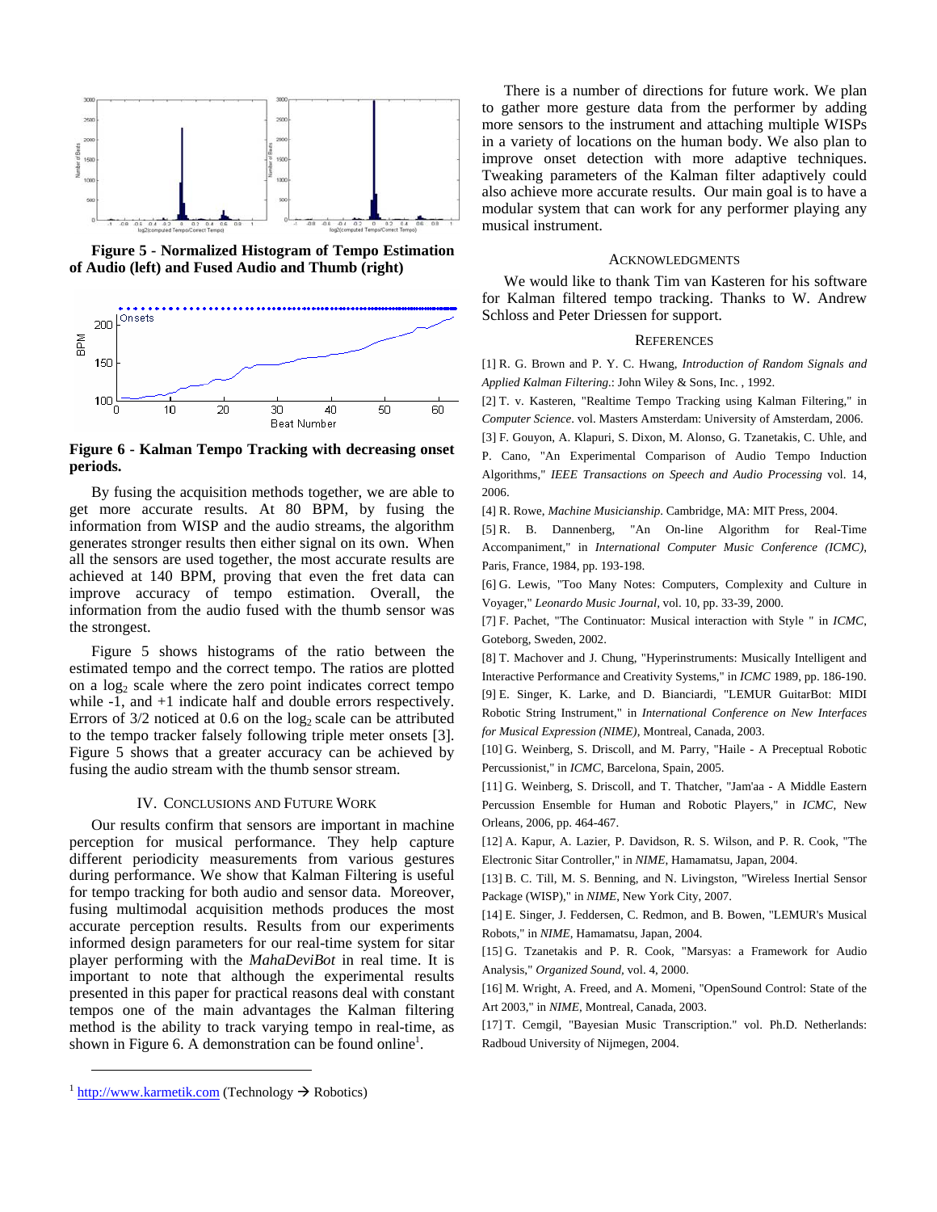Number of Beats

log2(computed Tempo/Correct Tempo)

**Figure 5 - Normalized Histogram of Tempo Estimation of Audio (left) and Fused Audio and Thumb (right)**

Onsets

BPM

Beat Number

**Figure 6 - Kalman Tempo Tracking with decreasing onset periods.**

By fusing the acquisition methods together, we are able to get more accurate results. At 80 BPM, by fusing the information from WISP and the audio streams, the algorithm generates stronger results then either signal on its own. When all the sensors are used together, the most accurate results are achieved at 140 BPM, proving that even the fret data can improve accuracy of tempo estimation. Overall, the information from the audio fused with the thumb sensor was the strongest.

Figure 5 shows histograms of the ratio between the estimated tempo and the correct tempo. The ratios are plotted on a $\log_2$ scale where the zero point indicates correct tempo while -1, and +1 indicate half and double errors respectively. Errors of 3/2 noticed at 0.6 on the $\log_2$ scale can be attributed to the tempo tracker falsely following triple meter onsets [3]. Figure 5 shows that a greater accuracy can be achieved by fusing the audio stream with the thumb sensor stream.

## IV. Conclusions and Future Work

Our results confirm that sensors are important in machine perception for musical performance. They help capture different periodicity measurements from various gestures during performance. We show that Kalman Filtering is useful for tempo tracking for both audio and sensor data. Moreover, fusing multimodal acquisition methods produces the most accurate perception results. Results from our experiments informed design parameters for our real-time system for sitar player performing with the *MahaDeviBot* in real time. It is important to note that although the experimental results presented in this paper for practical reasons deal with constant tempos one of the main advantages the Kalman filtering method is the ability to track varying tempo in real-time, as shown in Figure 6. A demonstration can be found online[1].

There is a number of directions for future work. We plan to gather more gesture data from the performer by adding more sensors to the instrument and attaching multiple WISPs in a variety of locations on the human body. We also plan to improve onset detection with more adaptive techniques. Tweaking parameters of the Kalman filter adaptively could also achieve more accurate results. Our main goal is to have a modular system that can work for any performer playing any musical instrument.

## Acknowledgments

We would like to thank Tim van Kasteren for his software for Kalman filtered tempo tracking. Thanks to W. Andrew Schloss and Peter Driessen for support.

## References

[1] R. G. Brown and P. Y. C. Hwang, *Introduction of Random Signals and Applied Kalman Filtering*.: John Wiley & Sons, Inc. , 1992.

[2] T. v. Kasteren, "Realtime Tempo Tracking using Kalman Filtering," in *Computer Science*. vol. Masters Amsterdam: University of Amsterdam, 2006.

[3] F. Gouyon, A. Klapuri, S. Dixon, M. Alonso, G. Tzanetakis, C. Uhle, and P. Cano, "An Experimental Comparison of Audio Tempo Induction Algorithms," *IEEE Transactions on Speech and Audio Processing* vol. 14, 2006.

[4] R. Rowe, *Machine Musicianship*. Cambridge, MA: MIT Press, 2004.

[5] R. B. Dannenberg, "An On-line Algorithm for Real-Time Accompaniment," in *International Computer Music Conference (ICMC)*, Paris, France, 1984, pp. 193-198.

[6] G. Lewis, "Too Many Notes: Computers, Complexity and Culture in Voyager," *Leonardo Music Journal*, vol. 10, pp. 33-39, 2000.

[7] F. Pachet, "The Continuator: Musical interaction with Style " in *ICMC*, Goteborg, Sweden, 2002.

[8] T. Machover and J. Chung, "Hyperinstruments: Musically Intelligent and Interactive Performance and Creativity Systems," in *ICMC* 1989, pp. 186-190.

[9] E. Singer, K. Larke, and D. Bianciardi, "LEMUR GuitarBot: MIDI Robotic String Instrument," in *International Conference on New Interfaces for Musical Expression (NIME)*, Montreal, Canada, 2003.

[10] G. Weinberg, S. Driscoll, and M. Parry, "Haile - A Preceptual Robotic Percussionist," in *ICMC*, Barcelona, Spain, 2005.

[11] G. Weinberg, S. Driscoll, and T. Thatcher, "Jam'aa - A Middle Eastern Percussion Ensemble for Human and Robotic Players," in *ICMC*, New Orleans, 2006, pp. 464-467.

[12] A. Kapur, A. Lazier, P. Davidson, R. S. Wilson, and P. R. Cook, "The Electronic Sitar Controller," in *NIME*, Hamamatsu, Japan, 2004.

[13] B. C. Till, M. S. Benning, and N. Livingston, "Wireless Inertial Sensor Package (WISP)," in *NIME*, New York City, 2007.

[14] E. Singer, J. Feddersen, C. Redmon, and B. Bowen, "LEMUR's Musical Robots," in *NIME*, Hamamatsu, Japan, 2004.

[15] G. Tzanetakis and P. R. Cook, "Marsyas: a Framework for Audio Analysis," *Organized Sound*, vol. 4, 2000.

[16] M. Wright, A. Freed, and A. Momeni, "OpenSound Control: State of the Art 2003," in *NIME*, Montreal, Canada, 2003.

[17] T. Cemgil, "Bayesian Music Transcription." vol. Ph.D. Netherlands: Radboud University of Nijmegen, 2004.

---

[1] http://www.karmetik.com (Technology → Robotics)